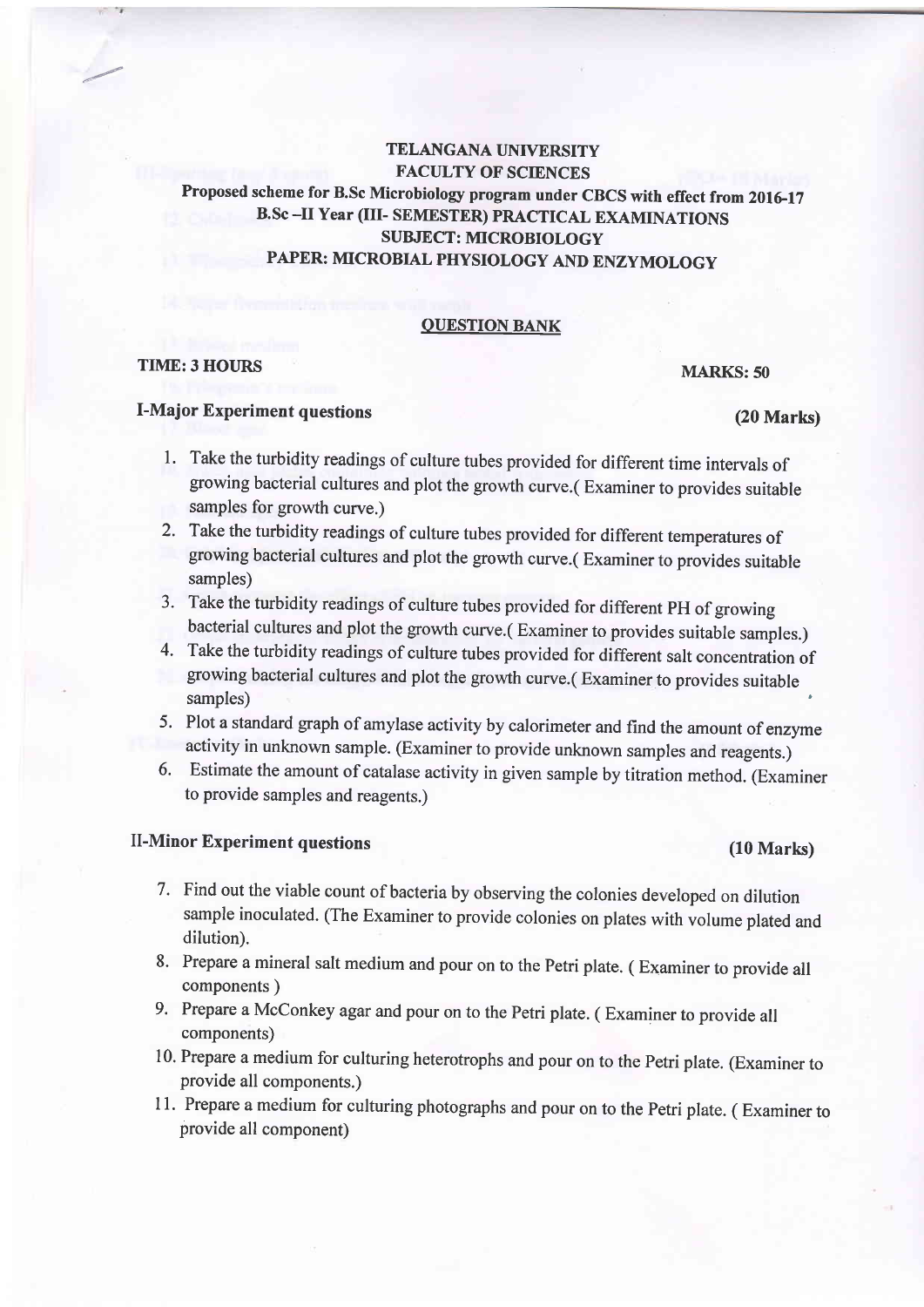# TELANGANA UNIVERSITY

## FACULTY OF SCIENCES

**Proposed scheme for B.Sc Microbiology program under CBCS with effect from 2016-17**

**B.Sc –II Year (III- SEMESTER) PRACTICAL EXAMINATIONS**

**SUBJECT: MICROBIOLOGY**

**PAPER: MICROBIAL PHYSIOLOGY AND ENZYMOLOGY**

**QUESTION BANK**

**TIME: 3 HOURS** **MARKS: 50**

### I-Major Experiment questions (20 Marks)

1. Take the turbidity readings of culture tubes provided for different time intervals of growing bacterial cultures and plot the growth curve.( Examiner to provides suitable samples for growth curve.)
2. Take the turbidity readings of culture tubes provided for different temperatures of growing bacterial cultures and plot the growth curve.( Examiner to provides suitable samples)
3. Take the turbidity readings of culture tubes provided for different PH of growing bacterial cultures and plot the growth curve.( Examiner to provides suitable samples.)
4. Take the turbidity readings of culture tubes provided for different salt concentration of growing bacterial cultures and plot the growth curve.( Examiner to provides suitable samples)
5. Plot a standard graph of amylase activity by calorimeter and find the amount of enzyme activity in unknown sample. (Examiner to provide unknown samples and reagents.)
6. Estimate the amount of catalase activity in given sample by titration method. (Examiner to provide samples and reagents.)

### II-Minor Experiment questions (10 Marks)

7. Find out the viable count of bacteria by observing the colonies developed on dilution sample inoculated. (The Examiner to provide colonies on plates with volume plated and dilution).
8. Prepare a mineral salt medium and pour on to the Petri plate. ( Examiner to provide all components )
9. Prepare a McConkey agar and pour on to the Petri plate. ( Examiner to provide all components)
10. Prepare a medium for culturing heterotrophs and pour on to the Petri plate. (Examiner to provide all components.)
11. Prepare a medium for culturing photographs and pour on to the Petri plate. ( Examiner to provide all component)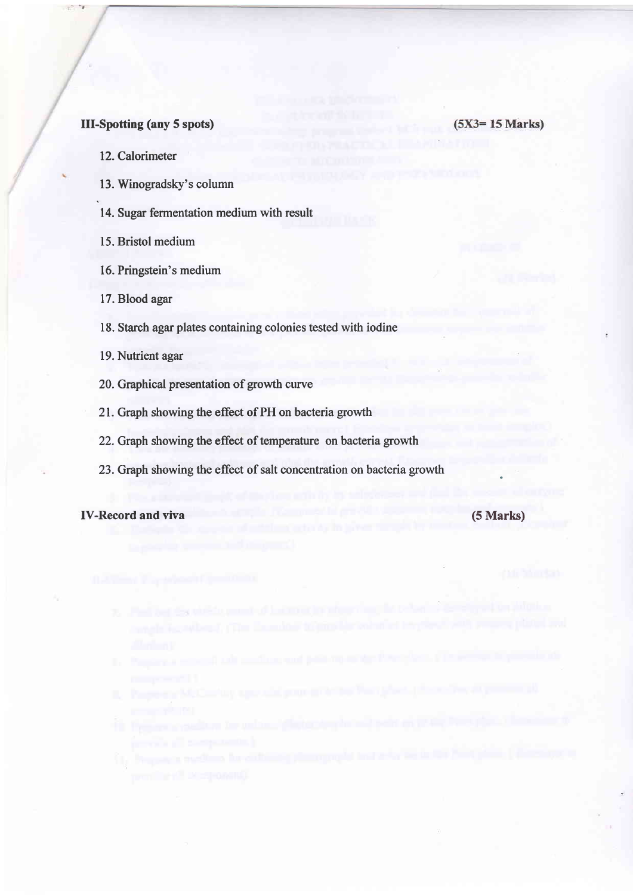**III-Spotting (any 5 spots)** **(5X3= 15 Marks)**

12. Calorimeter
13. Winogradsky's column
14. Sugar fermentation medium with result
15. Bristol medium
16. Pringstein's medium
17. Blood agar
18. Starch agar plates containing colonies tested with iodine
19. Nutrient agar
20. Graphical presentation of growth curve
21. Graph showing the effect of PH on bacteria growth
22. Graph showing the effect of temperature on bacteria growth
23. Graph showing the effect of salt concentration on bacteria growth

**IV-Record and viva** **(5 Marks)**